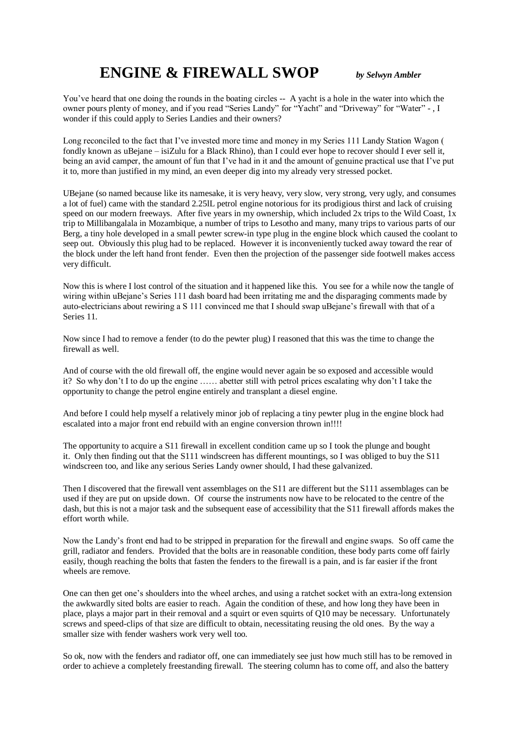# ENGINE & FIREWALL SWOP *by Selwyn Ambler*

You've heard that one doing the rounds in the boating circles -- A yacht is a hole in the water into which the owner pours plenty of money, and if you read "Series Landy" for "Yacht" and "Driveway" for "Water" - , I wonder if this could apply to Series Landies and their owners?

Long reconciled to the fact that I've invested more time and money in my Series 111 Landy Station Wagon ( fondly known as uBejane – isiZulu for a Black Rhino), than I could ever hope to recover should I ever sell it, being an avid camper, the amount of fun that I've had in it and the amount of genuine practical use that I've put it to, more than justified in my mind, an even deeper dig into my already very stressed pocket.

UBejane (so named because like its namesake, it is very heavy, very slow, very strong, very ugly, and consumes a lot of fuel) came with the standard 2.25lL petrol engine notorious for its prodigious thirst and lack of cruising speed on our modern freeways. After five years in my ownership, which included 2x trips to the Wild Coast, 1x trip to Millibangalala in Mozambique, a number of trips to Lesotho and many, many trips to various parts of our Berg, a tiny hole developed in a small pewter screw-in type plug in the engine block which caused the coolant to seep out. Obviously this plug had to be replaced. However it is inconveniently tucked away toward the rear of the block under the left hand front fender. Even then the projection of the passenger side footwell makes access very difficult.

Now this is where I lost control of the situation and it happened like this. You see for a while now the tangle of wiring within uBejane's Series 111 dash board had been irritating me and the disparaging comments made by auto-electricians about rewiring a S 111 convinced me that I should swap uBejane's firewall with that of a Series 11.

Now since I had to remove a fender (to do the pewter plug) I reasoned that this was the time to change the firewall as well.

And of course with the old firewall off, the engine would never again be so exposed and accessible would it? So why don't I to do up the engine …… abetter still with petrol prices escalating why don't I take the opportunity to change the petrol engine entirely and transplant a diesel engine.

And before I could help myself a relatively minor job of replacing a tiny pewter plug in the engine block had escalated into a major front end rebuild with an engine conversion thrown in!!!!

The opportunity to acquire a S11 firewall in excellent condition came up so I took the plunge and bought it. Only then finding out that the S111 windscreen has different mountings, so I was obliged to buy the S11 windscreen too, and like any serious Series Landy owner should, I had these galvanized.

Then I discovered that the firewall vent assemblages on the S11 are different but the S111 assemblages can be used if they are put on upside down. Of course the instruments now have to be relocated to the centre of the dash, but this is not a major task and the subsequent ease of accessibility that the S11 firewall affords makes the effort worth while.

Now the Landy's front end had to be stripped in preparation for the firewall and engine swaps. So off came the grill, radiator and fenders. Provided that the bolts are in reasonable condition, these body parts come off fairly easily, though reaching the bolts that fasten the fenders to the firewall is a pain, and is far easier if the front wheels are remove.

One can then get one's shoulders into the wheel arches, and using a ratchet socket with an extra-long extension the awkwardly sited bolts are easier to reach. Again the condition of these, and how long they have been in place, plays a major part in their removal and a squirt or even squirts of Q10 may be necessary. Unfortunately screws and speed-clips of that size are difficult to obtain, necessitating reusing the old ones. By the way a smaller size with fender washers work very well too.

So ok, now with the fenders and radiator off, one can immediately see just how much still has to be removed in order to achieve a completely freestanding firewall. The steering column has to come off, and also the battery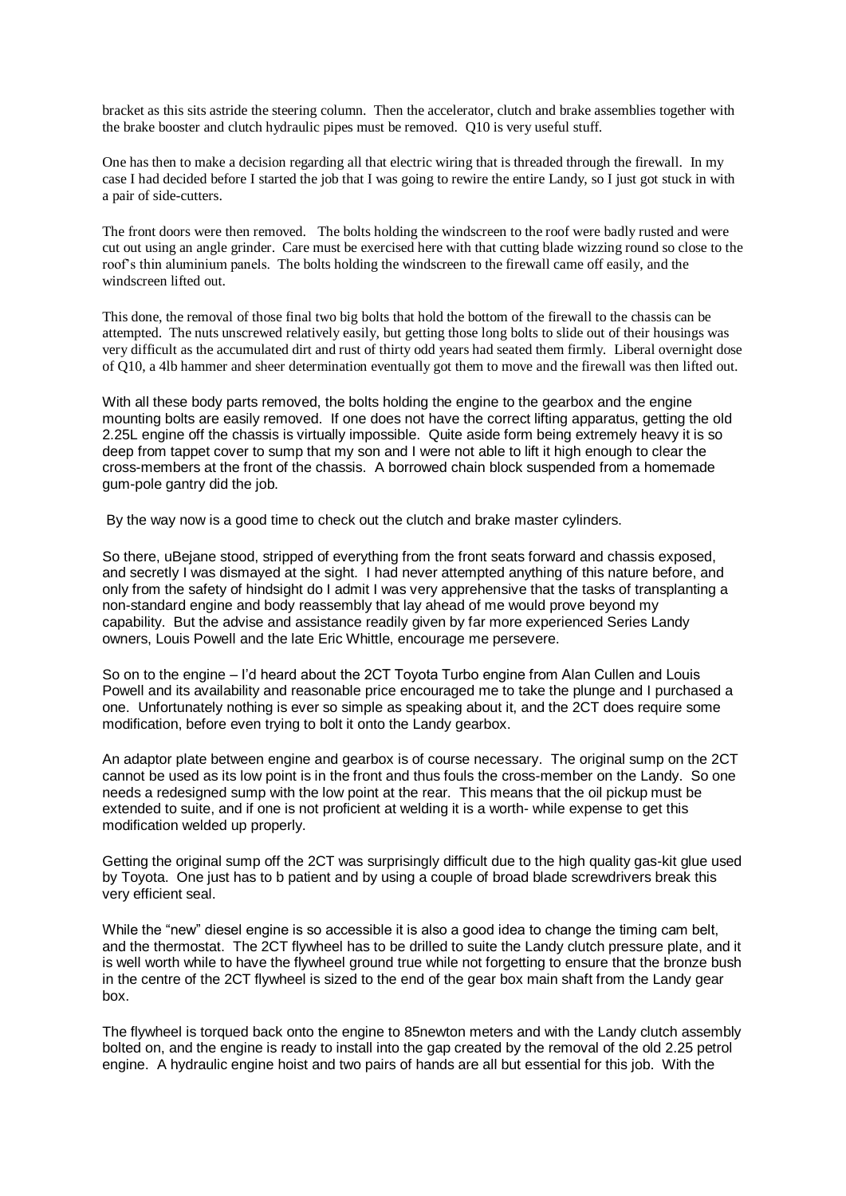bracket as this sits astride the steering column. Then the accelerator, clutch and brake assemblies together with the brake booster and clutch hydraulic pipes must be removed. Q10 is very useful stuff.

One has then to make a decision regarding all that electric wiring that is threaded through the firewall. In my case I had decided before I started the job that I was going to rewire the entire Landy, so I just got stuck in with a pair of side-cutters.

The front doors were then removed. The bolts holding the windscreen to the roof were badly rusted and were cut out using an angle grinder. Care must be exercised here with that cutting blade wizzing round so close to the roof's thin aluminium panels. The bolts holding the windscreen to the firewall came off easily, and the windscreen lifted out.

This done, the removal of those final two big bolts that hold the bottom of the firewall to the chassis can be attempted. The nuts unscrewed relatively easily, but getting those long bolts to slide out of their housings was very difficult as the accumulated dirt and rust of thirty odd years had seated them firmly. Liberal overnight dose of Q10, a 4lb hammer and sheer determination eventually got them to move and the firewall was then lifted out.

With all these body parts removed, the bolts holding the engine to the gearbox and the engine mounting bolts are easily removed. If one does not have the correct lifting apparatus, getting the old 2.25L engine off the chassis is virtually impossible. Quite aside form being extremely heavy it is so deep from tappet cover to sump that my son and I were not able to lift it high enough to clear the cross-members at the front of the chassis. A borrowed chain block suspended from a homemade gum-pole gantry did the job.

By the way now is a good time to check out the clutch and brake master cylinders.

So there, uBejane stood, stripped of everything from the front seats forward and chassis exposed, and secretly I was dismayed at the sight. I had never attempted anything of this nature before, and only from the safety of hindsight do I admit I was very apprehensive that the tasks of transplanting a non-standard engine and body reassembly that lay ahead of me would prove beyond my capability. But the advise and assistance readily given by far more experienced Series Landy owners, Louis Powell and the late Eric Whittle, encourage me persevere.

So on to the engine – I'd heard about the 2CT Toyota Turbo engine from Alan Cullen and Louis Powell and its availability and reasonable price encouraged me to take the plunge and I purchased a one. Unfortunately nothing is ever so simple as speaking about it, and the 2CT does require some modification, before even trying to bolt it onto the Landy gearbox.

An adaptor plate between engine and gearbox is of course necessary. The original sump on the 2CT cannot be used as its low point is in the front and thus fouls the cross-member on the Landy. So one needs a redesigned sump with the low point at the rear. This means that the oil pickup must be extended to suite, and if one is not proficient at welding it is a worth- while expense to get this modification welded up properly.

Getting the original sump off the 2CT was surprisingly difficult due to the high quality gas-kit glue used by Toyota. One just has to b patient and by using a couple of broad blade screwdrivers break this very efficient seal.

While the "new" diesel engine is so accessible it is also a good idea to change the timing cam belt, and the thermostat. The 2CT flywheel has to be drilled to suite the Landy clutch pressure plate, and it is well worth while to have the flywheel ground true while not forgetting to ensure that the bronze bush in the centre of the 2CT flywheel is sized to the end of the gear box main shaft from the Landy gear box.

The flywheel is torqued back onto the engine to 85newton meters and with the Landy clutch assembly bolted on, and the engine is ready to install into the gap created by the removal of the old 2.25 petrol engine. A hydraulic engine hoist and two pairs of hands are all but essential for this job. With the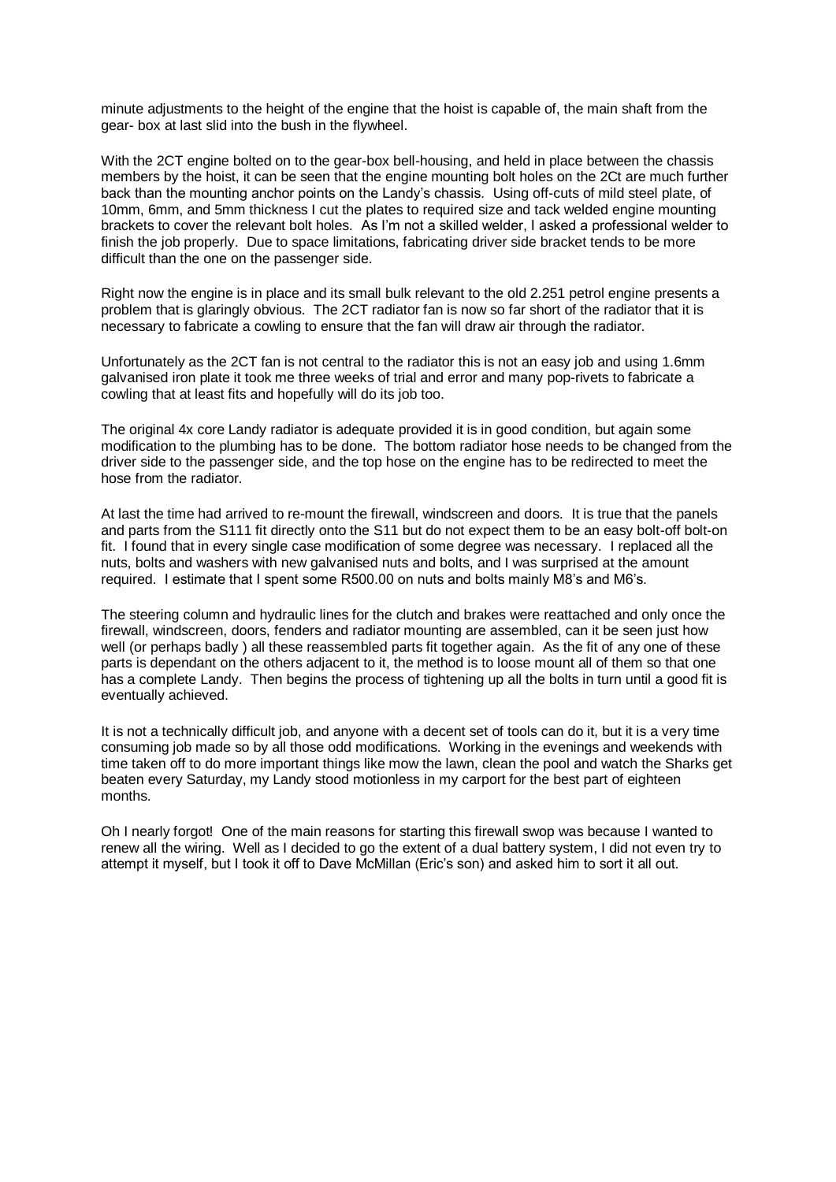minute adjustments to the height of the engine that the hoist is capable of, the main shaft from the gear- box at last slid into the bush in the flywheel.

With the 2CT engine bolted on to the gear-box bell-housing, and held in place between the chassis members by the hoist, it can be seen that the engine mounting bolt holes on the 2Ct are much further back than the mounting anchor points on the Landy's chassis. Using off-cuts of mild steel plate, of 10mm, 6mm, and 5mm thickness I cut the plates to required size and tack welded engine mounting brackets to cover the relevant bolt holes. As I'm not a skilled welder, I asked a professional welder to finish the job properly. Due to space limitations, fabricating driver side bracket tends to be more difficult than the one on the passenger side.

Right now the engine is in place and its small bulk relevant to the old 2.251 petrol engine presents a problem that is glaringly obvious. The 2CT radiator fan is now so far short of the radiator that it is necessary to fabricate a cowling to ensure that the fan will draw air through the radiator.

Unfortunately as the 2CT fan is not central to the radiator this is not an easy job and using 1.6mm galvanised iron plate it took me three weeks of trial and error and many pop-rivets to fabricate a cowling that at least fits and hopefully will do its job too.

The original 4x core Landy radiator is adequate provided it is in good condition, but again some modification to the plumbing has to be done. The bottom radiator hose needs to be changed from the driver side to the passenger side, and the top hose on the engine has to be redirected to meet the hose from the radiator.

At last the time had arrived to re-mount the firewall, windscreen and doors. It is true that the panels and parts from the S111 fit directly onto the S11 but do not expect them to be an easy bolt-off bolt-on fit. I found that in every single case modification of some degree was necessary. I replaced all the nuts, bolts and washers with new galvanised nuts and bolts, and I was surprised at the amount required. I estimate that I spent some R500.00 on nuts and bolts mainly M8's and M6's.

The steering column and hydraulic lines for the clutch and brakes were reattached and only once the firewall, windscreen, doors, fenders and radiator mounting are assembled, can it be seen just how well (or perhaps badly ) all these reassembled parts fit together again. As the fit of any one of these parts is dependant on the others adjacent to it, the method is to loose mount all of them so that one has a complete Landy. Then begins the process of tightening up all the bolts in turn until a good fit is eventually achieved.

It is not a technically difficult job, and anyone with a decent set of tools can do it, but it is a very time consuming job made so by all those odd modifications. Working in the evenings and weekends with time taken off to do more important things like mow the lawn, clean the pool and watch the Sharks get beaten every Saturday, my Landy stood motionless in my carport for the best part of eighteen months.

Oh I nearly forgot! One of the main reasons for starting this firewall swop was because I wanted to renew all the wiring. Well as I decided to go the extent of a dual battery system, I did not even try to attempt it myself, but I took it off to Dave McMillan (Eric's son) and asked him to sort it all out.